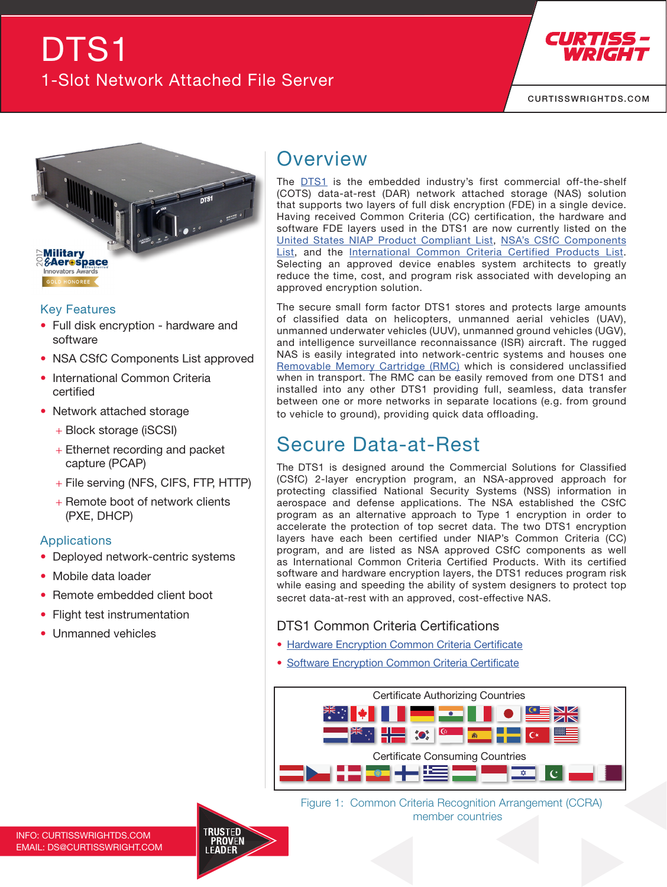# DTS1

## 1-Slot Network Attached File Server

## Key Features

- Full disk encryption - hardware and software
- NSA CSfC Components List approved
- International Common Criteria certified
- Network attached storage
  - + Block storage (iSCSI)
  - + Ethernet recording and packet capture (PCAP)
  - + File serving (NFS, CIFS, FTP, HTTP)
  - + Remote boot of network clients (PXE, DHCP)

## Applications

- Deployed network-centric systems
- Mobile data loader
- Remote embedded client boot
- Flight test instrumentation
- Unmanned vehicles

## Overview

The DTS1 is the embedded industry's first commercial off-the-shelf (COTS) data-at-rest (DAR) network attached storage (NAS) solution that supports two layers of full disk encryption (FDE) in a single device. Having received Common Criteria (CC) certification, the hardware and software FDE layers used in the DTS1 are now currently listed on the United States NIAP Product Compliant List, NSA's CSfC Components List, and the International Common Criteria Certified Products List. Selecting an approved device enables system architects to greatly reduce the time, cost, and program risk associated with developing an approved encryption solution.

The secure small form factor DTS1 stores and protects large amounts of classified data on helicopters, unmanned aerial vehicles (UAV), unmanned underwater vehicles (UUV), unmanned ground vehicles (UGV), and intelligence surveillance reconnaissance (ISR) aircraft. The rugged NAS is easily integrated into network-centric systems and houses one Removable Memory Cartridge (RMC) which is considered unclassified when in transport. The RMC can be easily removed from one DTS1 and installed into any other DTS1 providing full, seamless, data transfer between one or more networks in separate locations (e.g. from ground to vehicle to ground), providing quick data offloading.

## Secure Data-at-Rest

The DTS1 is designed around the Commercial Solutions for Classified (CSfC) 2-layer encryption program, an NSA-approved approach for protecting classified National Security Systems (NSS) information in aerospace and defense applications. The NSA established the CSfC program as an alternative approach to Type 1 encryption in order to accelerate the protection of top secret data. The two DTS1 encryption layers have each been certified under NIAP's Common Criteria (CC) program, and are listed as NSA approved CSfC components as well as International Common Criteria Certified Products. With its certified software and hardware encryption layers, the DTS1 reduces program risk while easing and speeding the ability of system designers to protect top secret data-at-rest with an approved, cost-effective NAS.

### DTS1 Common Criteria Certifications

- Hardware Encryption Common Criteria Certificate
- Software Encryption Common Criteria Certificate

Certificate Authorizing Countries

Certificate Consuming Countries

Figure 1: Common Criteria Recognition Arrangement (CCRA) member countries

INFO: CURTISSWRIGHTDS.COM
EMAIL: DS@CURTISSWRIGHT.COM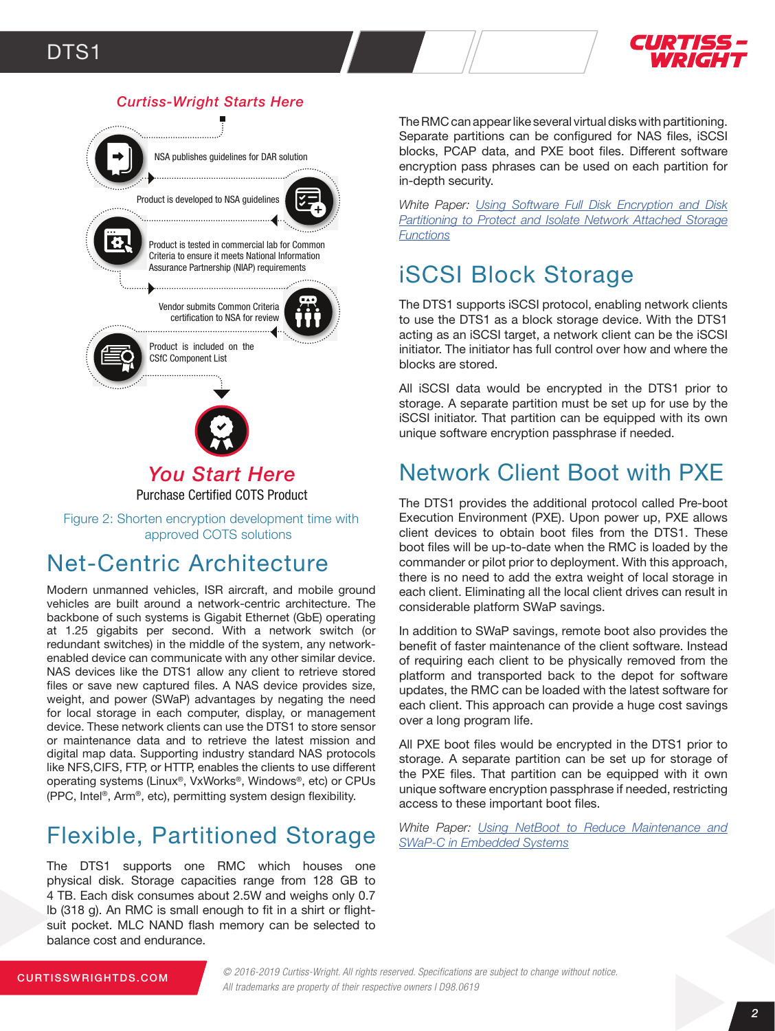### Curtiss-Wright Starts Here

NSA publishes guidelines for DAR solution

Product is developed to NSA guidelines

Product is tested in commercial lab for Common Criteria to ensure it meets National Information Assurance Partnership (NIAP) requirements

Vendor submits Common Criteria certification to NSA for review

Product is included on the CSfC Component List

### You Start Here

Purchase Certified COTS Product

Figure 2: Shorten encryption development time with approved COTS solutions

## Net-Centric Architecture

Modern unmanned vehicles, ISR aircraft, and mobile ground vehicles are built around a network-centric architecture. The backbone of such systems is Gigabit Ethernet (GbE) operating at 1.25 gigabits per second. With a network switch (or redundant switches) in the middle of the system, any network-enabled device can communicate with any other similar device. NAS devices like the DTS1 allow any client to retrieve stored files or save new captured files. A NAS device provides size, weight, and power (SWaP) advantages by negating the need for local storage in each computer, display, or management device. These network clients can use the DTS1 to store sensor or maintenance data and to retrieve the latest mission and digital map data. Supporting industry standard NAS protocols like NFS,CIFS, FTP, or HTTP, enables the clients to use different operating systems (Linux®, VxWorks®, Windows®, etc) or CPUs (PPC, Intel®, Arm®, etc), permitting system design flexibility.

## Flexible, Partitioned Storage

The DTS1 supports one RMC which houses one physical disk. Storage capacities range from 128 GB to 4 TB. Each disk consumes about 2.5W and weighs only 0.7 lb (318 g). An RMC is small enough to fit in a shirt or flight-suit pocket. MLC NAND flash memory can be selected to balance cost and endurance.

The RMC can appear like several virtual disks with partitioning. Separate partitions can be configured for NAS files, iSCSI blocks, PCAP data, and PXE boot files. Different software encryption pass phrases can be used on each partition for in-depth security.

*White Paper:* *Using Software Full Disk Encryption and Disk Partitioning to Protect and Isolate Network Attached Storage Functions*

## iSCSI Block Storage

The DTS1 supports iSCSI protocol, enabling network clients to use the DTS1 as a block storage device. With the DTS1 acting as an iSCSI target, a network client can be the iSCSI initiator. The initiator has full control over how and where the blocks are stored.

All iSCSI data would be encrypted in the DTS1 prior to storage. A separate partition must be set up for use by the iSCSI initiator. That partition can be equipped with its own unique software encryption passphrase if needed.

## Network Client Boot with PXE

The DTS1 provides the additional protocol called Pre-boot Execution Environment (PXE). Upon power up, PXE allows client devices to obtain boot files from the DTS1. These boot files will be up-to-date when the RMC is loaded by the commander or pilot prior to deployment. With this approach, there is no need to add the extra weight of local storage in each client. Eliminating all the local client drives can result in considerable platform SWaP savings.

In addition to SWaP savings, remote boot also provides the benefit of faster maintenance of the client software. Instead of requiring each client to be physically removed from the platform and transported back to the depot for software updates, the RMC can be loaded with the latest software for each client. This approach can provide a huge cost savings over a long program life.

All PXE boot files would be encrypted in the DTS1 prior to storage. A separate partition can be set up for storage of the PXE files. That partition can be equipped with it own unique software encryption passphrase if needed, restricting access to these important boot files.

*White Paper:* *Using NetBoot to Reduce Maintenance and SWaP-C in Embedded Systems*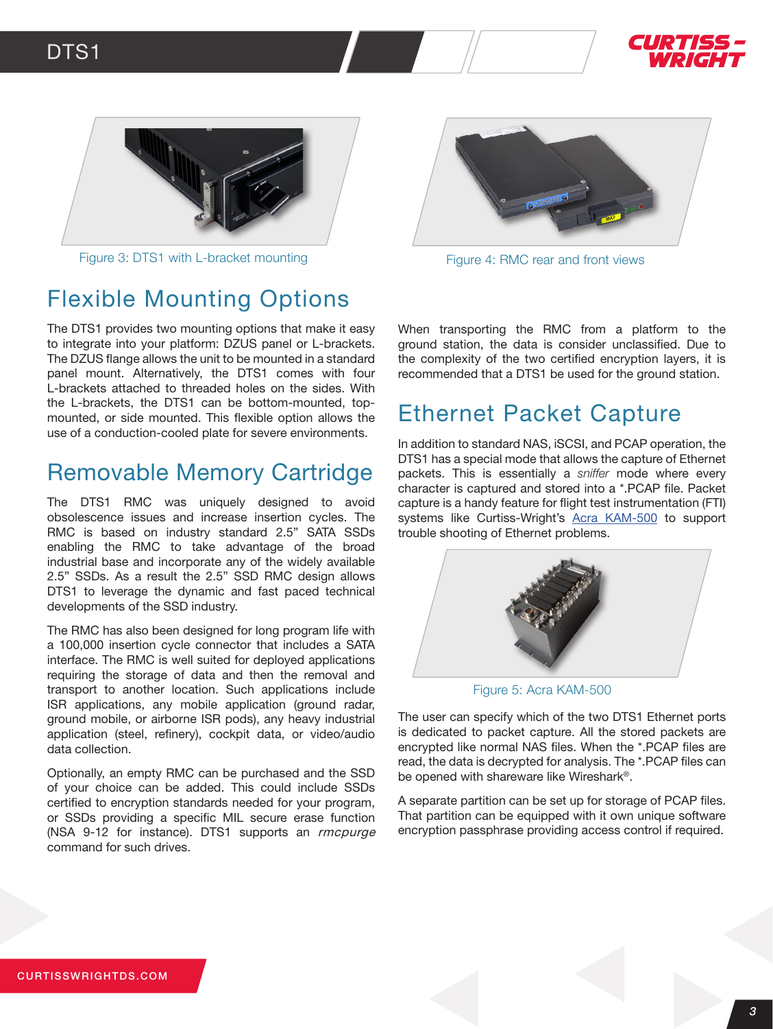Figure 3: DTS1 with L-bracket mounting

Figure 4: RMC rear and front views

## Flexible Mounting Options

The DTS1 provides two mounting options that make it easy to integrate into your platform: DZUS panel or L-brackets. The DZUS flange allows the unit to be mounted in a standard panel mount. Alternatively, the DTS1 comes with four L-brackets attached to threaded holes on the sides. With the L-brackets, the DTS1 can be bottom-mounted, top-mounted, or side mounted. This flexible option allows the use of a conduction-cooled plate for severe environments.

## Removable Memory Cartridge

The DTS1 RMC was uniquely designed to avoid obsolescence issues and increase insertion cycles. The RMC is based on industry standard 2.5" SATA SSDs enabling the RMC to take advantage of the broad industrial base and incorporate any of the widely available 2.5" SSDs. As a result the 2.5" SSD RMC design allows DTS1 to leverage the dynamic and fast paced technical developments of the SSD industry.

The RMC has also been designed for long program life with a 100,000 insertion cycle connector that includes a SATA interface. The RMC is well suited for deployed applications requiring the storage of data and then the removal and transport to another location. Such applications include ISR applications, any mobile application (ground radar, ground mobile, or airborne ISR pods), any heavy industrial application (steel, refinery), cockpit data, or video/audio data collection.

Optionally, an empty RMC can be purchased and the SSD of your choice can be added. This could include SSDs certified to encryption standards needed for your program, or SSDs providing a specific MIL secure erase function (NSA 9-12 for instance). DTS1 supports an *rmcpurge* command for such drives.

When transporting the RMC from a platform to the ground station, the data is consider unclassified. Due to the complexity of the two certified encryption layers, it is recommended that a DTS1 be used for the ground station.

## Ethernet Packet Capture

In addition to standard NAS, iSCSI, and PCAP operation, the DTS1 has a special mode that allows the capture of Ethernet packets. This is essentially a *sniffer* mode where every character is captured and stored into a *.PCAP file. Packet capture is a handy feature for flight test instrumentation (FTI) systems like Curtiss-Wright's Acra KAM-500 to support trouble shooting of Ethernet problems.

Figure 5: Acra KAM-500

The user can specify which of the two DTS1 Ethernet ports is dedicated to packet capture. All the stored packets are encrypted like normal NAS files. When the *.PCAP files are read, the data is decrypted for analysis. The *.PCAP files can be opened with shareware like Wireshark®.

A separate partition can be set up for storage of PCAP files. That partition can be equipped with it own unique software encryption passphrase providing access control if required.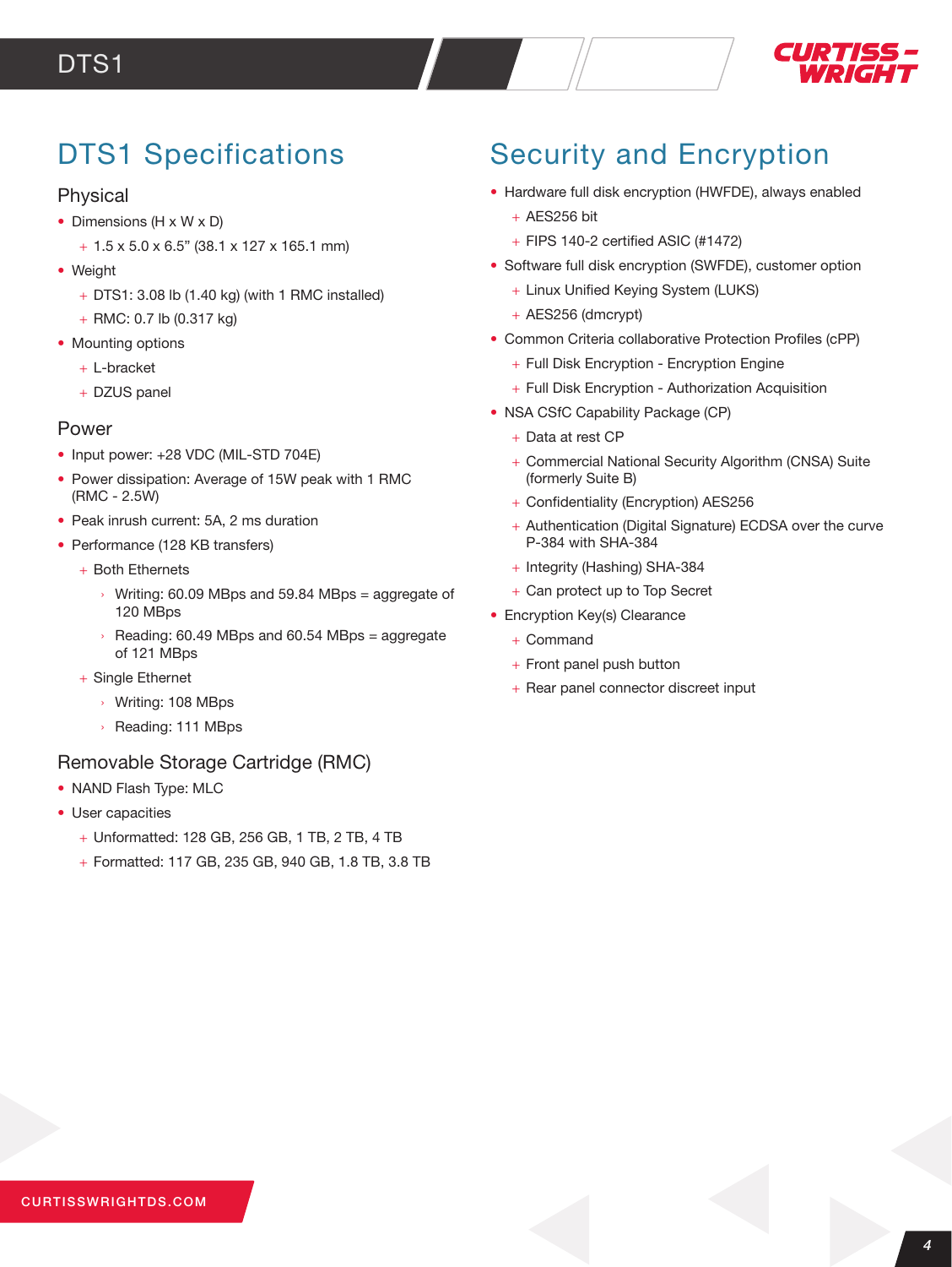# DTS1 Specifications

## Physical

- Dimensions (H x W x D)
  - 1.5 x 5.0 x 6.5" (38.1 x 127 x 165.1 mm)
- Weight
  - DTS1: 3.08 lb (1.40 kg) (with 1 RMC installed)
  - RMC: 0.7 lb (0.317 kg)
- Mounting options
  - L-bracket
  - DZUS panel

## Power

- Input power: +28 VDC (MIL-STD 704E)
- Power dissipation: Average of 15W peak with 1 RMC (RMC - 2.5W)
- Peak inrush current: 5A, 2 ms duration
- Performance (128 KB transfers)
  - Both Ethernets
    - Writing: 60.09 MBps and 59.84 MBps = aggregate of 120 MBps
    - Reading: 60.49 MBps and 60.54 MBps = aggregate of 121 MBps
  - Single Ethernet
    - Writing: 108 MBps
    - Reading: 111 MBps

## Removable Storage Cartridge (RMC)

- NAND Flash Type: MLC
- User capacities
  - Unformatted: 128 GB, 256 GB, 1 TB, 2 TB, 4 TB
  - Formatted: 117 GB, 235 GB, 940 GB, 1.8 TB, 3.8 TB

# Security and Encryption

- Hardware full disk encryption (HWFDE), always enabled
  - AES256 bit
  - FIPS 140-2 certified ASIC (#1472)
- Software full disk encryption (SWFDE), customer option
  - Linux Unified Keying System (LUKS)
  - AES256 (dmcrypt)
- Common Criteria collaborative Protection Profiles (cPP)
  - Full Disk Encryption - Encryption Engine
  - Full Disk Encryption - Authorization Acquisition
- NSA CSfC Capability Package (CP)
  - Data at rest CP
  - Commercial National Security Algorithm (CNSA) Suite (formerly Suite B)
  - Confidentiality (Encryption) AES256
  - Authentication (Digital Signature) ECDSA over the curve P-384 with SHA-384
  - Integrity (Hashing) SHA-384
  - Can protect up to Top Secret
- Encryption Key(s) Clearance
  - Command
  - Front panel push button
  - Rear panel connector discreet input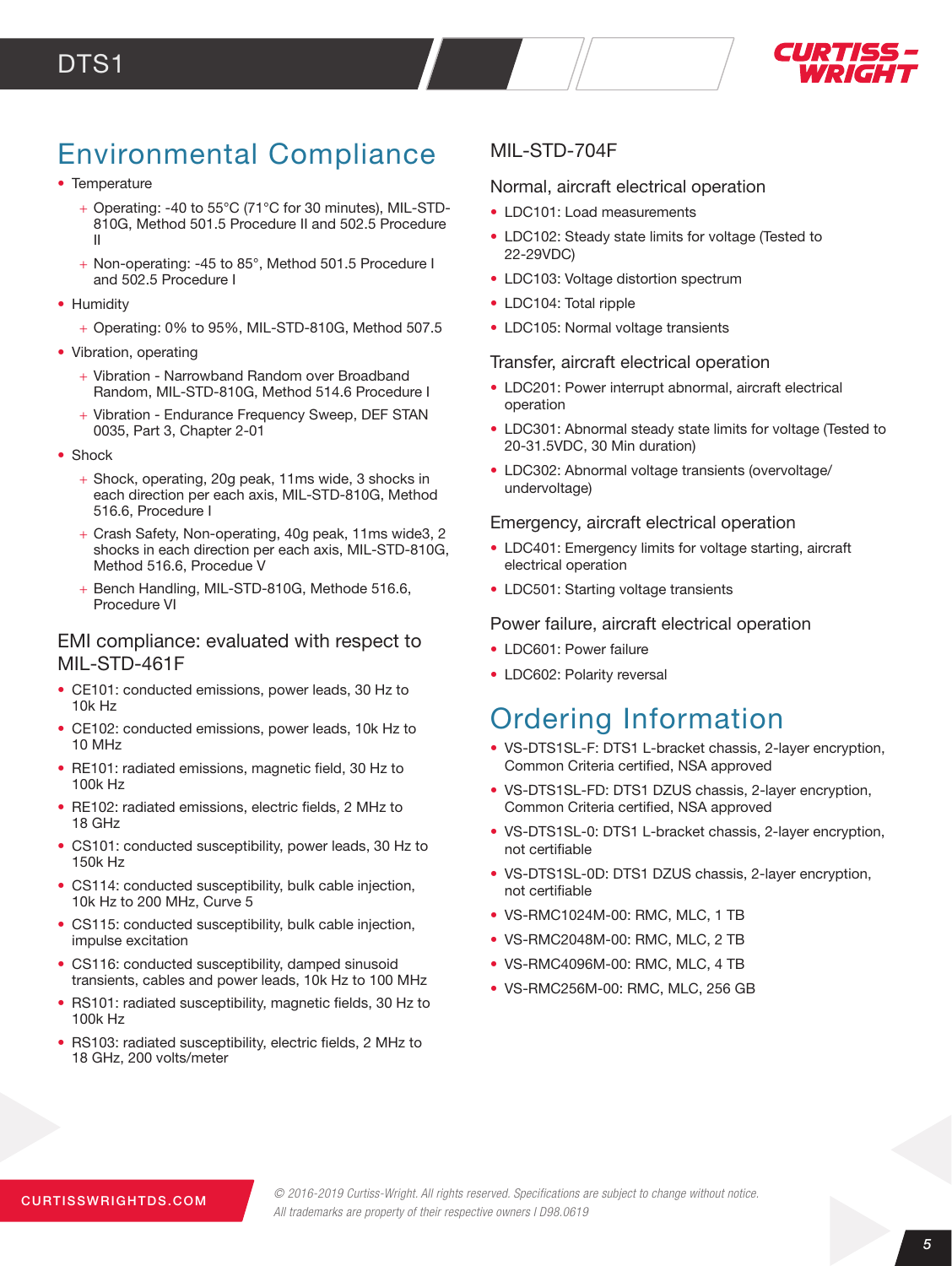# Environmental Compliance

- Temperature
  - Operating: -40 to 55°C (71°C for 30 minutes), MIL-STD-810G, Method 501.5 Procedure II and 502.5 Procedure II
  - Non-operating: -45 to 85°, Method 501.5 Procedure I and 502.5 Procedure I
- Humidity
  - Operating: 0% to 95%, MIL-STD-810G, Method 507.5
- Vibration, operating
  - Vibration - Narrowband Random over Broadband Random, MIL-STD-810G, Method 514.6 Procedure I
  - Vibration - Endurance Frequency Sweep, DEF STAN 0035, Part 3, Chapter 2-01
- Shock
  - Shock, operating, 20g peak, 11ms wide, 3 shocks in each direction per each axis, MIL-STD-810G, Method 516.6, Procedure I
  - Crash Safety, Non-operating, 40g peak, 11ms wide3, 2 shocks in each direction per each axis, MIL-STD-810G, Method 516.6, Procedue V
  - Bench Handling, MIL-STD-810G, Methode 516.6, Procedure VI

### EMI compliance: evaluated with respect to MIL-STD-461F

- CE101: conducted emissions, power leads, 30 Hz to 10k Hz
- CE102: conducted emissions, power leads, 10k Hz to 10 MHz
- RE101: radiated emissions, magnetic field, 30 Hz to 100k Hz
- RE102: radiated emissions, electric fields, 2 MHz to 18 GHz
- CS101: conducted susceptibility, power leads, 30 Hz to 150k Hz
- CS114: conducted susceptibility, bulk cable injection, 10k Hz to 200 MHz, Curve 5
- CS115: conducted susceptibility, bulk cable injection, impulse excitation
- CS116: conducted susceptibility, damped sinusoid transients, cables and power leads, 10k Hz to 100 MHz
- RS101: radiated susceptibility, magnetic fields, 30 Hz to 100k Hz
- RS103: radiated susceptibility, electric fields, 2 MHz to 18 GHz, 200 volts/meter

### MIL-STD-704F

#### Normal, aircraft electrical operation

- LDC101: Load measurements
- LDC102: Steady state limits for voltage (Tested to 22-29VDC)
- LDC103: Voltage distortion spectrum
- LDC104: Total ripple
- LDC105: Normal voltage transients

#### Transfer, aircraft electrical operation

- LDC201: Power interrupt abnormal, aircraft electrical operation
- LDC301: Abnormal steady state limits for voltage (Tested to 20-31.5VDC, 30 Min duration)
- LDC302: Abnormal voltage transients (overvoltage/ undervoltage)

#### Emergency, aircraft electrical operation

- LDC401: Emergency limits for voltage starting, aircraft electrical operation
- LDC501: Starting voltage transients

#### Power failure, aircraft electrical operation

- LDC601: Power failure
- LDC602: Polarity reversal

# Ordering Information

- VS-DTS1SL-F: DTS1 L-bracket chassis, 2-layer encryption, Common Criteria certified, NSA approved
- VS-DTS1SL-FD: DTS1 DZUS chassis, 2-layer encryption, Common Criteria certified, NSA approved
- VS-DTS1SL-0: DTS1 L-bracket chassis, 2-layer encryption, not certifiable
- VS-DTS1SL-0D: DTS1 DZUS chassis, 2-layer encryption, not certifiable
- VS-RMC1024M-00: RMC, MLC, 1 TB
- VS-RMC2048M-00: RMC, MLC, 2 TB
- VS-RMC4096M-00: RMC, MLC, 4 TB
- VS-RMC256M-00: RMC, MLC, 256 GB

CURTISSWRIGHTDS.COM

*© 2016-2019 Curtiss-Wright. All rights reserved. Specifications are subject to change without notice. All trademarks are property of their respective owners I D98.0619*